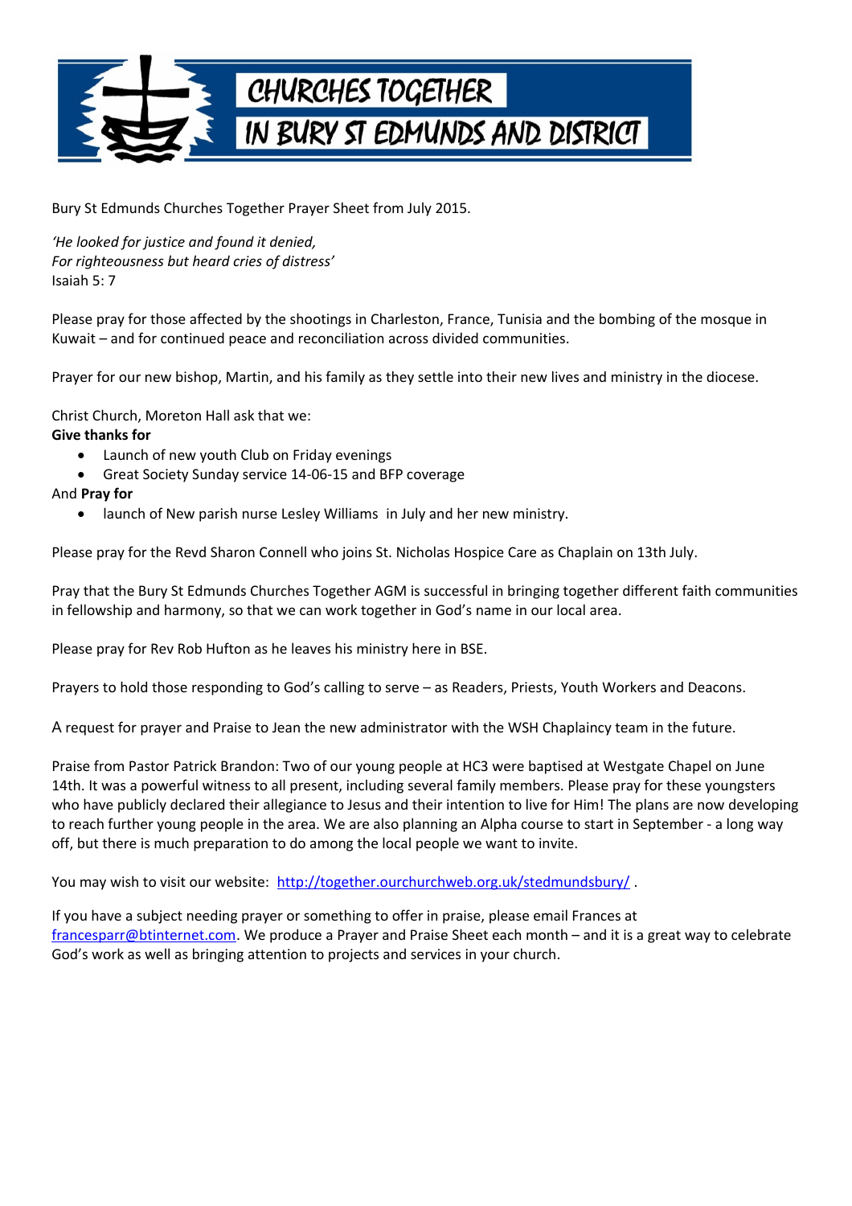# CHURCHES TOGETHER IN BURY ST EDMUNDS AND DISTRICT

Bury St Edmunds Churches Together Prayer Sheet from July 2015.

*'He looked for justice and found it denied,*
*For righteousness but heard cries of distress'*
Isaiah 5: 7

Please pray for those affected by the shootings in Charleston, France, Tunisia and the bombing of the mosque in Kuwait – and for continued peace and reconciliation across divided communities.

Prayer for our new bishop, Martin, and his family as they settle into their new lives and ministry in the diocese.

Christ Church, Moreton Hall ask that we:
**Give thanks for**

- Launch of new youth Club on Friday evenings
- Great Society Sunday service 14-06-15 and BFP coverage

And **Pray for**

- launch of New parish nurse Lesley Williams in July and her new ministry.

Please pray for the Revd Sharon Connell who joins St. Nicholas Hospice Care as Chaplain on 13th July.

Pray that the Bury St Edmunds Churches Together AGM is successful in bringing together different faith communities in fellowship and harmony, so that we can work together in God's name in our local area.

Please pray for Rev Rob Hufton as he leaves his ministry here in BSE.

Prayers to hold those responding to God's calling to serve – as Readers, Priests, Youth Workers and Deacons.

A request for prayer and Praise to Jean the new administrator with the WSH Chaplaincy team in the future.

Praise from Pastor Patrick Brandon: Two of our young people at HC3 were baptised at Westgate Chapel on June 14th. It was a powerful witness to all present, including several family members. Please pray for these youngsters who have publicly declared their allegiance to Jesus and their intention to live for Him! The plans are now developing to reach further young people in the area. We are also planning an Alpha course to start in September - a long way off, but there is much preparation to do among the local people we want to invite.

You may wish to visit our website: http://together.ourchurchweb.org.uk/stedmundsbury/ .

If you have a subject needing prayer or something to offer in praise, please email Frances at francesparr@btinternet.com. We produce a Prayer and Praise Sheet each month – and it is a great way to celebrate God's work as well as bringing attention to projects and services in your church.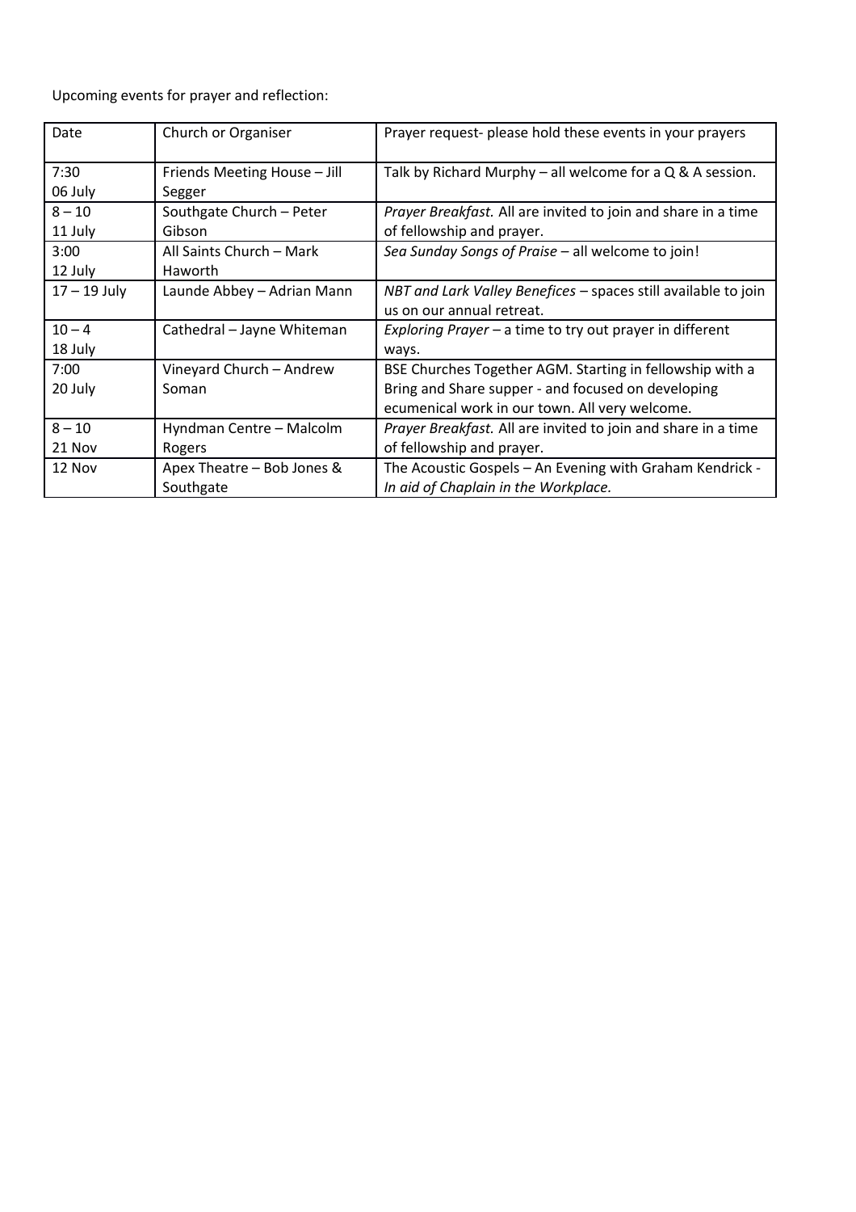Upcoming events for prayer and reflection:

| Date | Church or Organiser | Prayer request- please hold these events in your prayers |
|---|---|---|
| 7:30 06 July | Friends Meeting House – Jill Segger | Talk by Richard Murphy – all welcome for a Q & A session. |
| 8 – 10 11 July | Southgate Church – Peter Gibson | *Prayer Breakfast.* All are invited to join and share in a time of fellowship and prayer. |
| 3:00 12 July | All Saints Church – Mark Haworth | *Sea Sunday Songs of Praise* – all welcome to join! |
| 17 – 19 July | Launde Abbey – Adrian Mann | *NBT and Lark Valley Benefices* – spaces still available to join us on our annual retreat. |
| 10 – 4 18 July | Cathedral – Jayne Whiteman | *Exploring Prayer* – a time to try out prayer in different ways. |
| 7:00 20 July | Vineyard Church – Andrew Soman | BSE Churches Together AGM. Starting in fellowship with a Bring and Share supper - and focused on developing ecumenical work in our town. All very welcome. |
| 8 – 10 21 Nov | Hyndman Centre – Malcolm Rogers | *Prayer Breakfast.* All are invited to join and share in a time of fellowship and prayer. |
| 12 Nov | Apex Theatre – Bob Jones & Southgate | The Acoustic Gospels – An Evening with Graham Kendrick - *In aid of Chaplain in the Workplace.* |